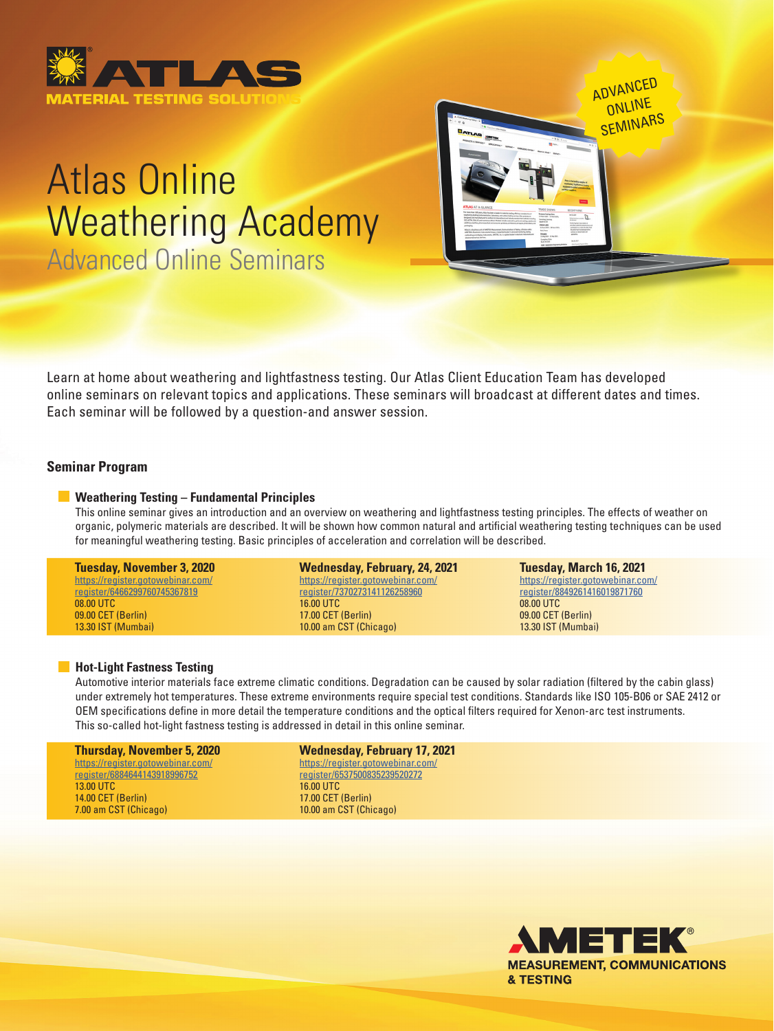ATLAS MATERIAL TESTING SOLUTIONS

ADVANCED ONLINE SEMINARS

# Atlas Online Weathering Academy

## Advanced Online Seminars

Learn at home about weathering and lightfastness testing. Our Atlas Client Education Team has developed online seminars on relevant topics and applications. These seminars will broadcast at different dates and times. Each seminar will be followed by a question-and answer session.

### Seminar Program

#### Weathering Testing – Fundamental Principles

This online seminar gives an introduction and an overview on weathering and lightfastness testing principles. The effects of weather on organic, polymeric materials are described. It will be shown how common natural and artificial weathering testing techniques can be used for meaningful weathering testing. Basic principles of acceleration and correlation will be described.

**Tuesday, November 3, 2020**
https://register.gotowebinar.com/register/6466299760745367819
08.00 UTC
09.00 CET (Berlin)
13.30 IST (Mumbai)

**Wednesday, February, 24, 2021**
https://register.gotowebinar.com/register/7370273141126258960
16.00 UTC
17.00 CET (Berlin)
10.00 am CST (Chicago)

**Tuesday, March 16, 2021**
https://register.gotowebinar.com/register/8849261416019871760
08.00 UTC
09.00 CET (Berlin)
13.30 IST (Mumbai)

#### Hot-Light Fastness Testing

Automotive interior materials face extreme climatic conditions. Degradation can be caused by solar radiation (filtered by the cabin glass) under extremely hot temperatures. These extreme environments require special test conditions. Standards like ISO 105-B06 or SAE 2412 or OEM specifications define in more detail the temperature conditions and the optical filters required for Xenon-arc test instruments. This so-called hot-light fastness testing is addressed in detail in this online seminar.

**Thursday, November 5, 2020**
https://register.gotowebinar.com/register/6884644143918996752
13.00 UTC
14.00 CET (Berlin)
7.00 am CST (Chicago)

**Wednesday, February 17, 2021**
https://register.gotowebinar.com/register/6537500835239520272
16.00 UTC
17.00 CET (Berlin)
10.00 am CST (Chicago)

AMETEK® MEASUREMENT, COMMUNICATIONS & TESTING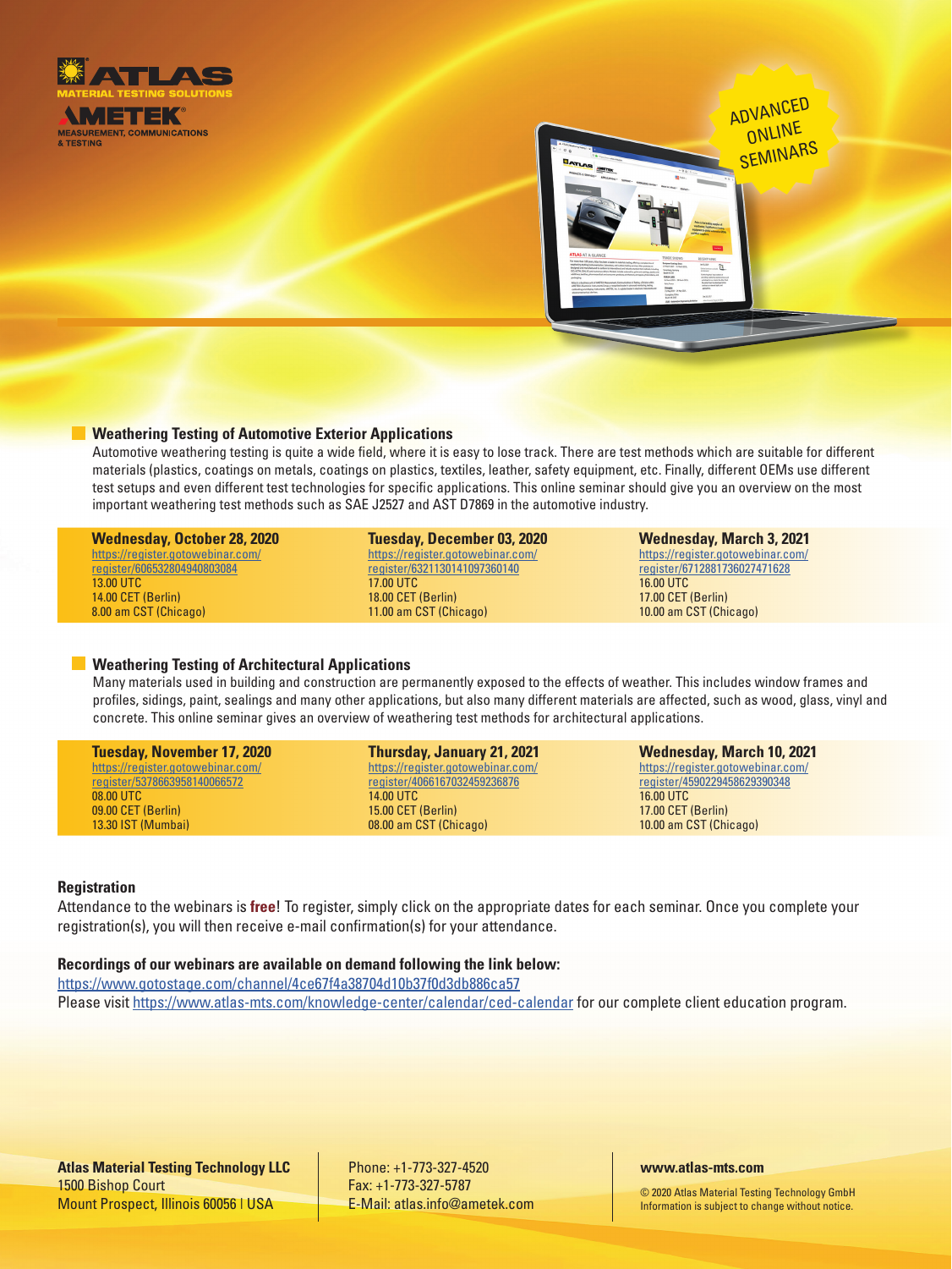ATLAS
MATERIAL TESTING SOLUTIONS

AMETEK
MEASUREMENT, COMMUNICATIONS & TESTING

ADVANCED ONLINE SEMINARS

## Weathering Testing of Automotive Exterior Applications

Automotive weathering testing is quite a wide field, where it is easy to lose track. There are test methods which are suitable for different materials (plastics, coatings on metals, coatings on plastics, textiles, leather, safety equipment, etc. Finally, different OEMs use different test setups and even different test technologies for specific applications. This online seminar should give you an overview on the most important weathering test methods such as SAE J2527 and AST D7869 in the automotive industry.

| Wednesday, October 28, 2020 | Tuesday, December 03, 2020 | Wednesday, March 3, 2021 |
|---|---|---|
| https://register.gotowebinar.com/register/6065328049408030​84 | https://register.gotowebinar.com/register/6321130141097360140 | https://register.gotowebinar.com/register/6712881736027471628 |
| 13.00 UTC | 17.00 UTC | 16.00 UTC |
| 14.00 CET (Berlin) | 18.00 CET (Berlin) | 17.00 CET (Berlin) |
| 8.00 am CST (Chicago) | 11.00 am CST (Chicago) | 10.00 am CST (Chicago) |

## Weathering Testing of Architectural Applications

Many materials used in building and construction are permanently exposed to the effects of weather. This includes window frames and profiles, sidings, paint, sealings and many other applications, but also many different materials are affected, such as wood, glass, vinyl and concrete. This online seminar gives an overview of weathering test methods for architectural applications.

| Tuesday, November 17, 2020 | Thursday, January 21, 2021 | Wednesday, March 10, 2021 |
|---|---|---|
| https://register.gotowebinar.com/register/5378663958140066572 | https://register.gotowebinar.com/register/4066167032459236876 | https://register.gotowebinar.com/register/4590229458629390348 |
| 08.00 UTC | 14.00 UTC | 16.00 UTC |
| 09.00 CET (Berlin) | 15.00 CET (Berlin) | 17.00 CET (Berlin) |
| 13.30 IST (Mumbai) | 08.00 am CST (Chicago) | 10.00 am CST (Chicago) |

### Registration

Attendance to the webinars is **free**! To register, simply click on the appropriate dates for each seminar. Once you complete your registration(s), you will then receive e-mail confirmation(s) for your attendance.

**Recordings of our webinars are available on demand following the link below:**

https://www.gotostage.com/channel/4ce67f4a38704d10b37f0d3db886ca57

Please visit https://www.atlas-mts.com/knowledge-center/calendar/ced-calendar for our complete client education program.

**Atlas Material Testing Technology LLC**
1500 Bishop Court
Mount Prospect, Illinois 60056 | USA

Phone: +1-773-327-4520
Fax: +1-773-327-5787
E-Mail: atlas.info@ametek.com

**www.atlas-mts.com**

© 2020 Atlas Material Testing Technology GmbH
Information is subject to change without notice.